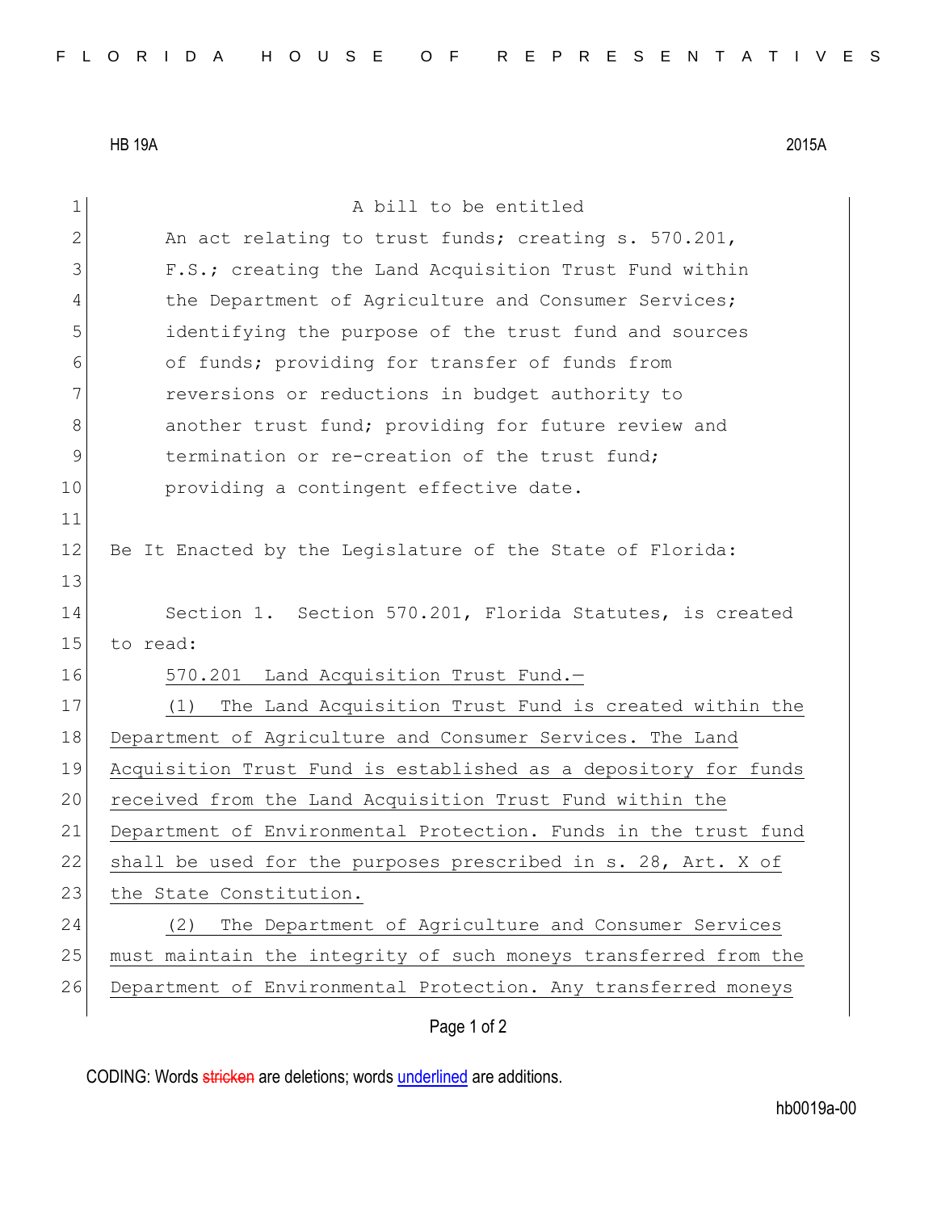HB 19A 2015A

A bill to be entitled

An act relating to trust funds; creating s. 570.201, F.S.; creating the Land Acquisition Trust Fund within the Department of Agriculture and Consumer Services; identifying the purpose of the trust fund and sources of funds; providing for transfer of funds from reversions or reductions in budget authority to another trust fund; providing for future review and termination or re-creation of the trust fund; providing a contingent effective date.

Be It Enacted by the Legislature of the State of Florida:

Section 1. Section 570.201, Florida Statutes, is created to read:

570.201 Land Acquisition Trust Fund.—

(1) The Land Acquisition Trust Fund is created within the Department of Agriculture and Consumer Services. The Land Acquisition Trust Fund is established as a depository for funds received from the Land Acquisition Trust Fund within the Department of Environmental Protection. Funds in the trust fund shall be used for the purposes prescribed in s. 28, Art. X of the State Constitution.

(2) The Department of Agriculture and Consumer Services must maintain the integrity of such moneys transferred from the Department of Environmental Protection. Any transferred moneys

CODING: Words stricken are deletions; words underlined are additions.

hb0019a-00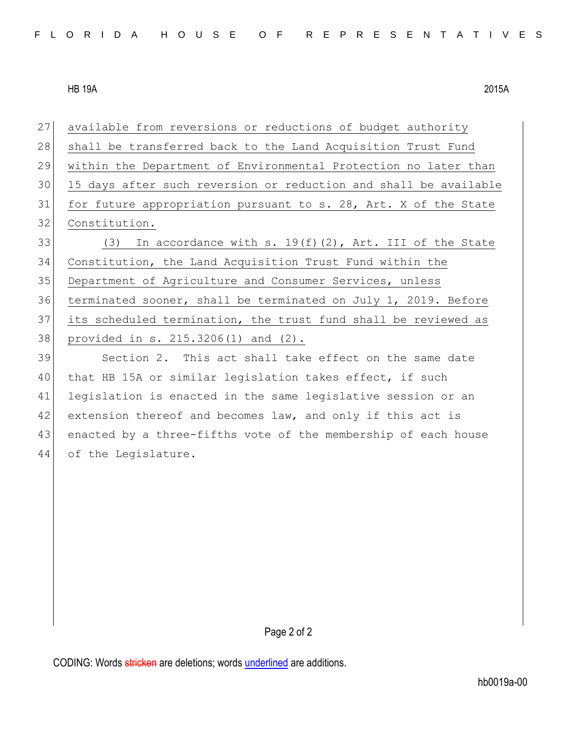HB 19A 2015A

27 available from reversions or reductions of budget authority
28 shall be transferred back to the Land Acquisition Trust Fund
29 within the Department of Environmental Protection no later than
30 15 days after such reversion or reduction and shall be available
31 for future appropriation pursuant to s. 28, Art. X of the State
32 Constitution.
33 (3) In accordance with s. 19(f)(2), Art. III of the State
34 Constitution, the Land Acquisition Trust Fund within the
35 Department of Agriculture and Consumer Services, unless
36 terminated sooner, shall be terminated on July 1, 2019. Before
37 its scheduled termination, the trust fund shall be reviewed as
38 provided in s. 215.3206(1) and (2).
39 Section 2. This act shall take effect on the same date
40 that HB 15A or similar legislation takes effect, if such
41 legislation is enacted in the same legislative session or an
42 extension thereof and becomes law, and only if this act is
43 enacted by a three-fifths vote of the membership of each house
44 of the Legislature.

CODING: Words stricken are deletions; words underlined are additions.

hb0019a-00